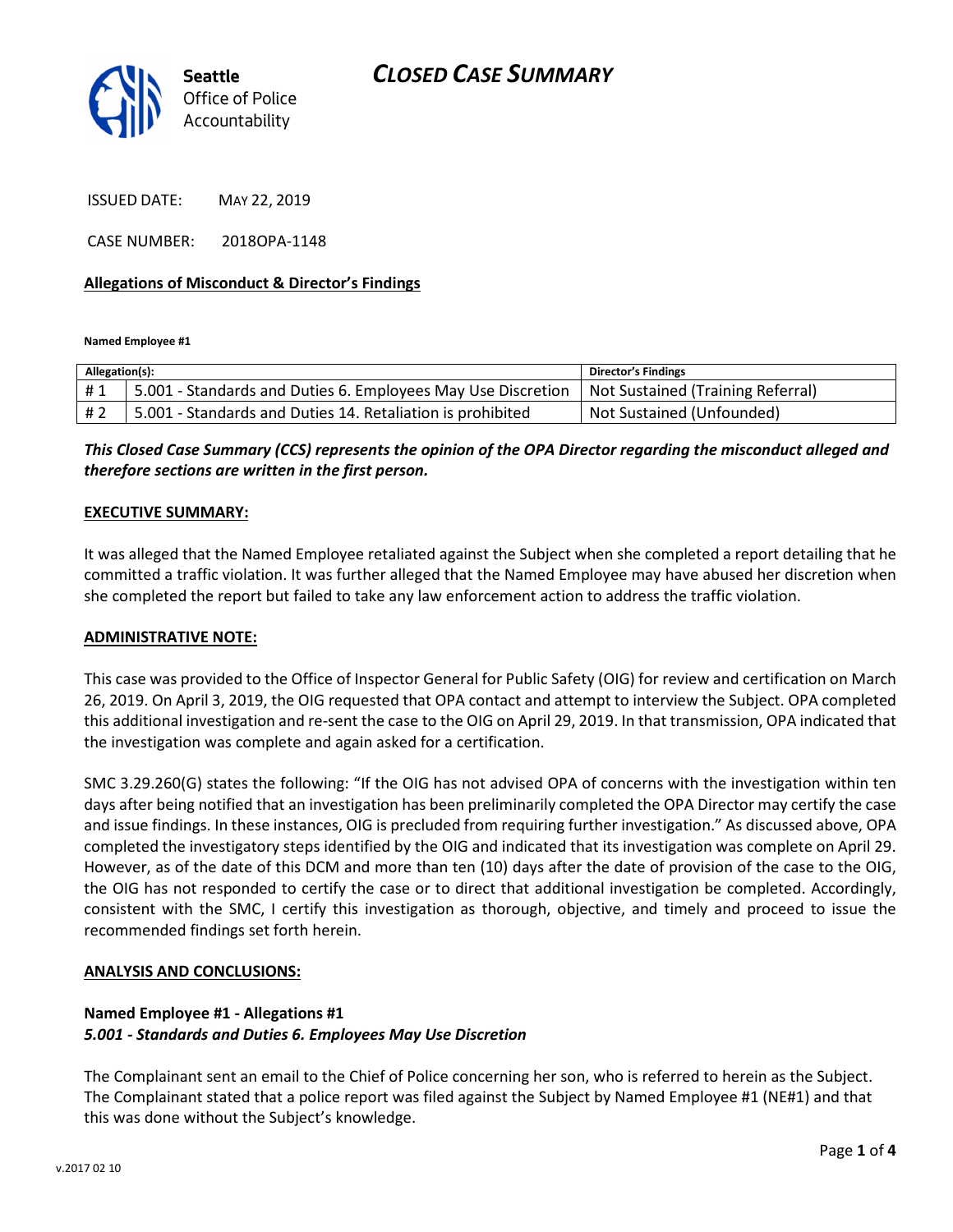# CLOSED CASE SUMMARY

Seattle Office of Police Accountability

ISSUED DATE: MAY 22, 2019

CASE NUMBER: 2018OPA-1148

**Allegations of Misconduct & Director's Findings**

**Named Employee #1**

| Allegation(s): | | Director's Findings |
|---|---|---|
| # 1 | 5.001 - Standards and Duties 6. Employees May Use Discretion | Not Sustained (Training Referral) |
| # 2 | 5.001 - Standards and Duties 14. Retaliation is prohibited | Not Sustained (Unfounded) |

***This Closed Case Summary (CCS) represents the opinion of the OPA Director regarding the misconduct alleged and therefore sections are written in the first person.***

**EXECUTIVE SUMMARY:**

It was alleged that the Named Employee retaliated against the Subject when she completed a report detailing that he committed a traffic violation. It was further alleged that the Named Employee may have abused her discretion when she completed the report but failed to take any law enforcement action to address the traffic violation.

**ADMINISTRATIVE NOTE:**

This case was provided to the Office of Inspector General for Public Safety (OIG) for review and certification on March 26, 2019. On April 3, 2019, the OIG requested that OPA contact and attempt to interview the Subject. OPA completed this additional investigation and re-sent the case to the OIG on April 29, 2019. In that transmission, OPA indicated that the investigation was complete and again asked for a certification.

SMC 3.29.260(G) states the following: "If the OIG has not advised OPA of concerns with the investigation within ten days after being notified that an investigation has been preliminarily completed the OPA Director may certify the case and issue findings. In these instances, OIG is precluded from requiring further investigation." As discussed above, OPA completed the investigatory steps identified by the OIG and indicated that its investigation was complete on April 29. However, as of the date of this DCM and more than ten (10) days after the date of provision of the case to the OIG, the OIG has not responded to certify the case or to direct that additional investigation be completed. Accordingly, consistent with the SMC, I certify this investigation as thorough, objective, and timely and proceed to issue the recommended findings set forth herein.

**ANALYSIS AND CONCLUSIONS:**

**Named Employee #1 - Allegations #1**
***5.001 - Standards and Duties 6. Employees May Use Discretion***

The Complainant sent an email to the Chief of Police concerning her son, who is referred to herein as the Subject. The Complainant stated that a police report was filed against the Subject by Named Employee #1 (NE#1) and that this was done without the Subject's knowledge.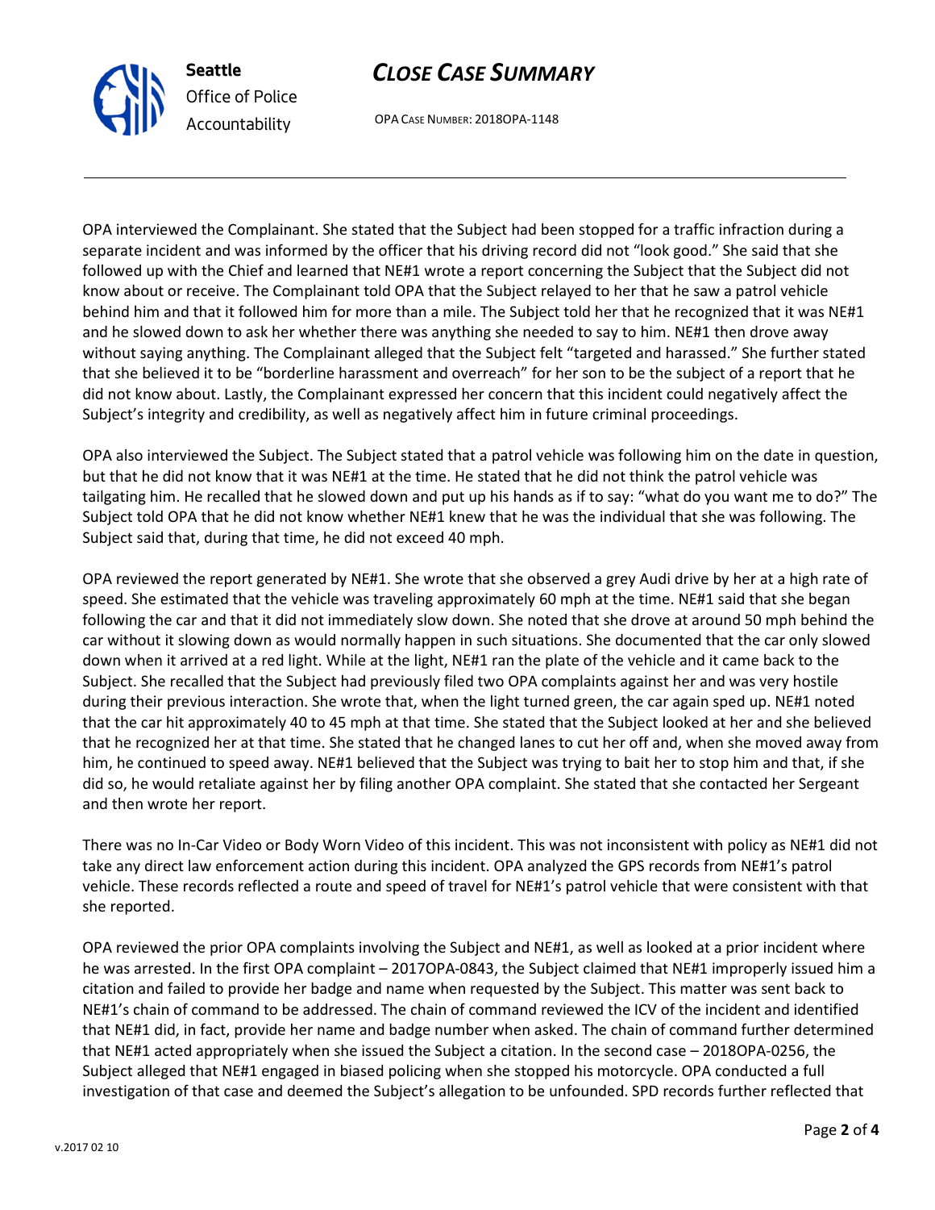OPA interviewed the Complainant. She stated that the Subject had been stopped for a traffic infraction during a separate incident and was informed by the officer that his driving record did not "look good." She said that she followed up with the Chief and learned that NE#1 wrote a report concerning the Subject that the Subject did not know about or receive. The Complainant told OPA that the Subject relayed to her that he saw a patrol vehicle behind him and that it followed him for more than a mile. The Subject told her that he recognized that it was NE#1 and he slowed down to ask her whether there was anything she needed to say to him. NE#1 then drove away without saying anything. The Complainant alleged that the Subject felt "targeted and harassed." She further stated that she believed it to be "borderline harassment and overreach" for her son to be the subject of a report that he did not know about. Lastly, the Complainant expressed her concern that this incident could negatively affect the Subject's integrity and credibility, as well as negatively affect him in future criminal proceedings.

OPA also interviewed the Subject. The Subject stated that a patrol vehicle was following him on the date in question, but that he did not know that it was NE#1 at the time. He stated that he did not think the patrol vehicle was tailgating him. He recalled that he slowed down and put up his hands as if to say: "what do you want me to do?" The Subject told OPA that he did not know whether NE#1 knew that he was the individual that she was following. The Subject said that, during that time, he did not exceed 40 mph.

OPA reviewed the report generated by NE#1. She wrote that she observed a grey Audi drive by her at a high rate of speed. She estimated that the vehicle was traveling approximately 60 mph at the time. NE#1 said that she began following the car and that it did not immediately slow down. She noted that she drove at around 50 mph behind the car without it slowing down as would normally happen in such situations. She documented that the car only slowed down when it arrived at a red light. While at the light, NE#1 ran the plate of the vehicle and it came back to the Subject. She recalled that the Subject had previously filed two OPA complaints against her and was very hostile during their previous interaction. She wrote that, when the light turned green, the car again sped up. NE#1 noted that the car hit approximately 40 to 45 mph at that time. She stated that the Subject looked at her and she believed that he recognized her at that time. She stated that he changed lanes to cut her off and, when she moved away from him, he continued to speed away. NE#1 believed that the Subject was trying to bait her to stop him and that, if she did so, he would retaliate against her by filing another OPA complaint. She stated that she contacted her Sergeant and then wrote her report.

There was no In-Car Video or Body Worn Video of this incident. This was not inconsistent with policy as NE#1 did not take any direct law enforcement action during this incident. OPA analyzed the GPS records from NE#1's patrol vehicle. These records reflected a route and speed of travel for NE#1's patrol vehicle that were consistent with that she reported.

OPA reviewed the prior OPA complaints involving the Subject and NE#1, as well as looked at a prior incident where he was arrested. In the first OPA complaint – 2017OPA-0843, the Subject claimed that NE#1 improperly issued him a citation and failed to provide her badge and name when requested by the Subject. This matter was sent back to NE#1's chain of command to be addressed. The chain of command reviewed the ICV of the incident and identified that NE#1 did, in fact, provide her name and badge number when asked. The chain of command further determined that NE#1 acted appropriately when she issued the Subject a citation. In the second case – 2018OPA-0256, the Subject alleged that NE#1 engaged in biased policing when she stopped his motorcycle. OPA conducted a full investigation of that case and deemed the Subject's allegation to be unfounded. SPD records further reflected that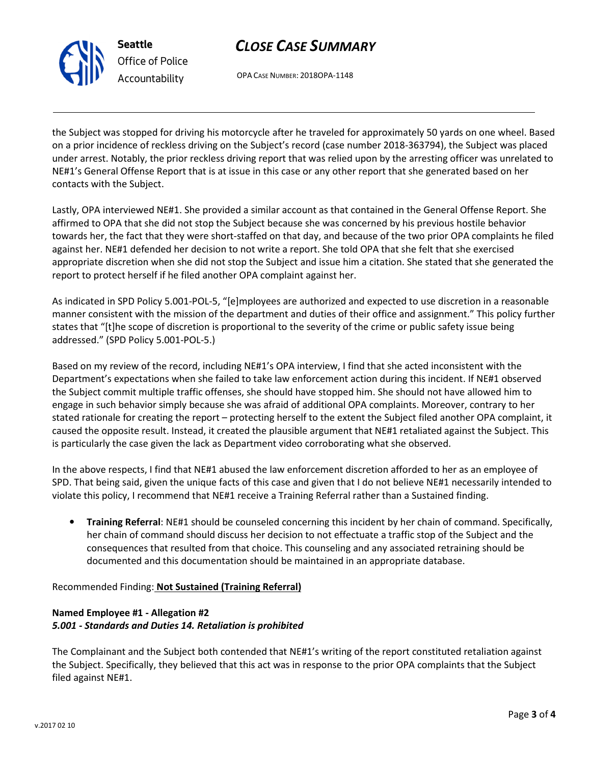the Subject was stopped for driving his motorcycle after he traveled for approximately 50 yards on one wheel. Based on a prior incidence of reckless driving on the Subject's record (case number 2018-363794), the Subject was placed under arrest. Notably, the prior reckless driving report that was relied upon by the arresting officer was unrelated to NE#1's General Offense Report that is at issue in this case or any other report that she generated based on her contacts with the Subject.

Lastly, OPA interviewed NE#1. She provided a similar account as that contained in the General Offense Report. She affirmed to OPA that she did not stop the Subject because she was concerned by his previous hostile behavior towards her, the fact that they were short-staffed on that day, and because of the two prior OPA complaints he filed against her. NE#1 defended her decision to not write a report. She told OPA that she felt that she exercised appropriate discretion when she did not stop the Subject and issue him a citation. She stated that she generated the report to protect herself if he filed another OPA complaint against her.

As indicated in SPD Policy 5.001-POL-5, "[e]mployees are authorized and expected to use discretion in a reasonable manner consistent with the mission of the department and duties of their office and assignment." This policy further states that "[t]he scope of discretion is proportional to the severity of the crime or public safety issue being addressed." (SPD Policy 5.001-POL-5.)

Based on my review of the record, including NE#1's OPA interview, I find that she acted inconsistent with the Department's expectations when she failed to take law enforcement action during this incident. If NE#1 observed the Subject commit multiple traffic offenses, she should have stopped him. She should not have allowed him to engage in such behavior simply because she was afraid of additional OPA complaints. Moreover, contrary to her stated rationale for creating the report – protecting herself to the extent the Subject filed another OPA complaint, it caused the opposite result. Instead, it created the plausible argument that NE#1 retaliated against the Subject. This is particularly the case given the lack as Department video corroborating what she observed.

In the above respects, I find that NE#1 abused the law enforcement discretion afforded to her as an employee of SPD. That being said, given the unique facts of this case and given that I do not believe NE#1 necessarily intended to violate this policy, I recommend that NE#1 receive a Training Referral rather than a Sustained finding.

- **Training Referral**: NE#1 should be counseled concerning this incident by her chain of command. Specifically, her chain of command should discuss her decision to not effectuate a traffic stop of the Subject and the consequences that resulted from that choice. This counseling and any associated retraining should be documented and this documentation should be maintained in an appropriate database.

Recommended Finding: **Not Sustained (Training Referral)**

**Named Employee #1 - Allegation #2**
***5.001 - Standards and Duties 14. Retaliation is prohibited***

The Complainant and the Subject both contended that NE#1's writing of the report constituted retaliation against the Subject. Specifically, they believed that this act was in response to the prior OPA complaints that the Subject filed against NE#1.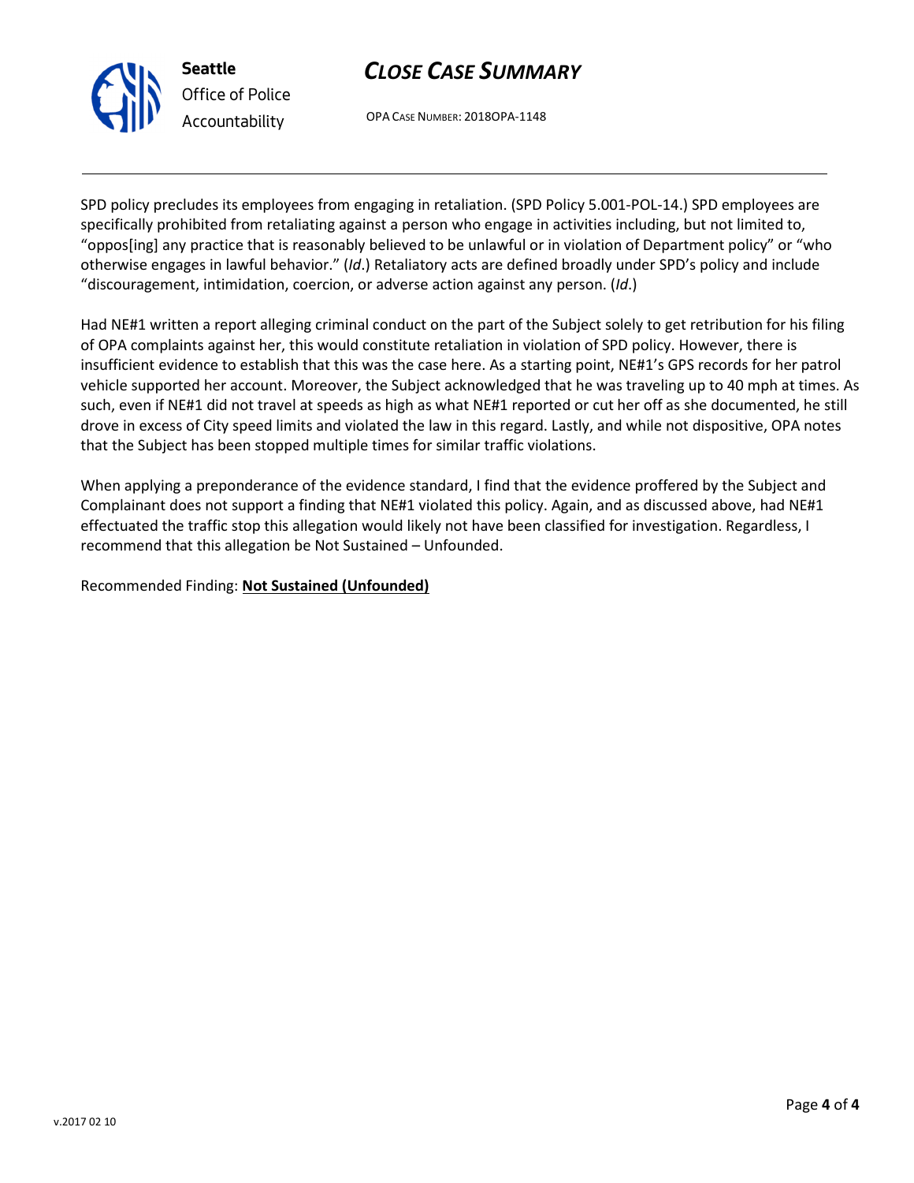SPD policy precludes its employees from engaging in retaliation. (SPD Policy 5.001-POL-14.) SPD employees are specifically prohibited from retaliating against a person who engage in activities including, but not limited to, "oppos[ing] any practice that is reasonably believed to be unlawful or in violation of Department policy" or "who otherwise engages in lawful behavior." (*Id*.) Retaliatory acts are defined broadly under SPD's policy and include "discouragement, intimidation, coercion, or adverse action against any person. (*Id*.)

Had NE#1 written a report alleging criminal conduct on the part of the Subject solely to get retribution for his filing of OPA complaints against her, this would constitute retaliation in violation of SPD policy. However, there is insufficient evidence to establish that this was the case here. As a starting point, NE#1's GPS records for her patrol vehicle supported her account. Moreover, the Subject acknowledged that he was traveling up to 40 mph at times. As such, even if NE#1 did not travel at speeds as high as what NE#1 reported or cut her off as she documented, he still drove in excess of City speed limits and violated the law in this regard. Lastly, and while not dispositive, OPA notes that the Subject has been stopped multiple times for similar traffic violations.

When applying a preponderance of the evidence standard, I find that the evidence proffered by the Subject and Complainant does not support a finding that NE#1 violated this policy. Again, and as discussed above, had NE#1 effectuated the traffic stop this allegation would likely not have been classified for investigation. Regardless, I recommend that this allegation be Not Sustained – Unfounded.

Recommended Finding: **Not Sustained (Unfounded)**